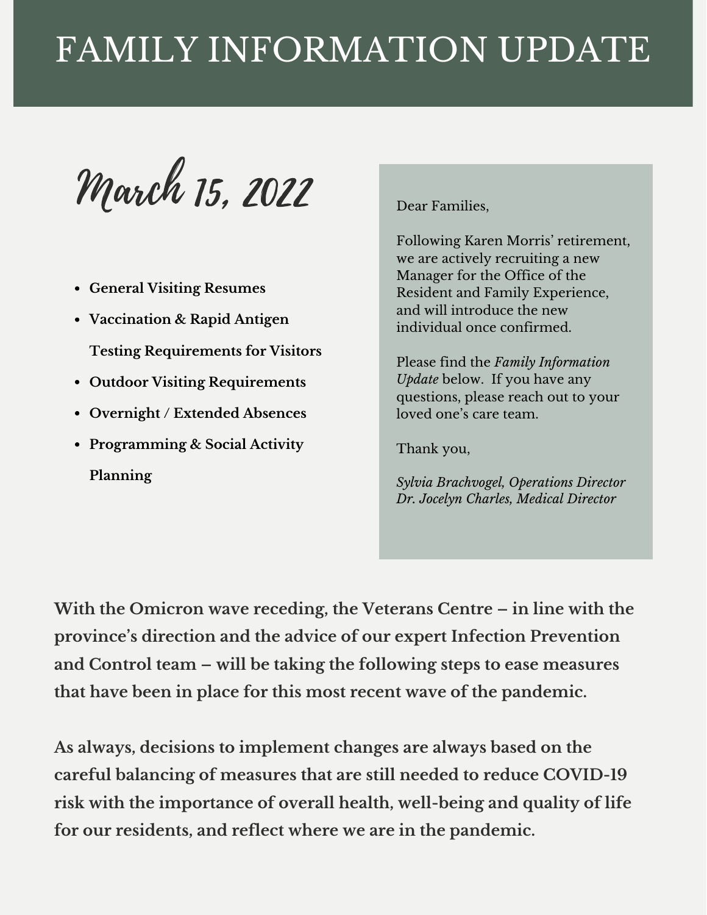# FAMILY INFORMATION UPDATE

## March 15, 2022

- **General Visiting Resumes**
- **Vaccination & Rapid Antigen Testing Requirements for Visitors**
- **Outdoor Visiting Requirements**
- **Overnight / Extended Absences**
- **Programming & Social Activity Planning**

Dear Families,

Following Karen Morris' retirement, we are actively recruiting a new Manager for the Office of the Resident and Family Experience, and will introduce the new individual once confirmed.

Please find the *Family Information Update* below. If you have any questions, please reach out to your loved one's care team.

Thank you,

*Sylvia Brachvogel, Operations Director*
*Dr. Jocelyn Charles, Medical Director*

**With the Omicron wave receding, the Veterans Centre – in line with the province's direction and the advice of our expert Infection Prevention and Control team – will be taking the following steps to ease measures that have been in place for this most recent wave of the pandemic.**

**As always, decisions to implement changes are always based on the careful balancing of measures that are still needed to reduce COVID-19 risk with the importance of overall health, well-being and quality of life for our residents, and reflect where we are in the pandemic.**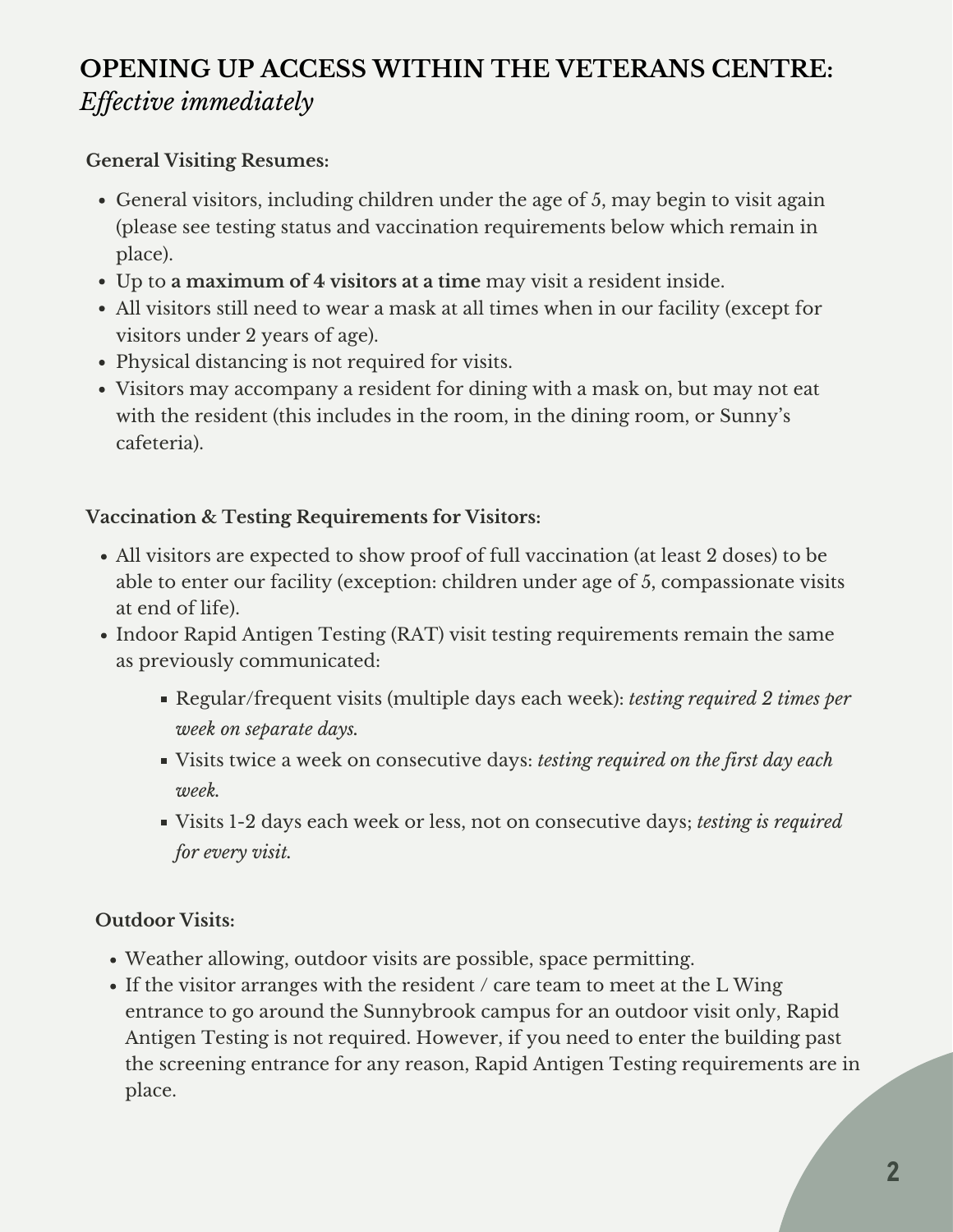# OPENING UP ACCESS WITHIN THE VETERANS CENTRE:
*Effective immediately*

**General Visiting Resumes:**

- General visitors, including children under the age of 5, may begin to visit again (please see testing status and vaccination requirements below which remain in place).
- Up to **a maximum of 4 visitors at a time** may visit a resident inside.
- All visitors still need to wear a mask at all times when in our facility (except for visitors under 2 years of age).
- Physical distancing is not required for visits.
- Visitors may accompany a resident for dining with a mask on, but may not eat with the resident (this includes in the room, in the dining room, or Sunny's cafeteria).

**Vaccination & Testing Requirements for Visitors:**

- All visitors are expected to show proof of full vaccination (at least 2 doses) to be able to enter our facility (exception: children under age of 5, compassionate visits at end of life).
- Indoor Rapid Antigen Testing (RAT) visit testing requirements remain the same as previously communicated:
  - Regular/frequent visits (multiple days each week): *testing required 2 times per week on separate days.*
  - Visits twice a week on consecutive days: *testing required on the first day each week.*
  - Visits 1-2 days each week or less, not on consecutive days; *testing is required for every visit.*

**Outdoor Visits:**

- Weather allowing, outdoor visits are possible, space permitting.
- If the visitor arranges with the resident / care team to meet at the L Wing entrance to go around the Sunnybrook campus for an outdoor visit only, Rapid Antigen Testing is not required. However, if you need to enter the building past the screening entrance for any reason, Rapid Antigen Testing requirements are in place.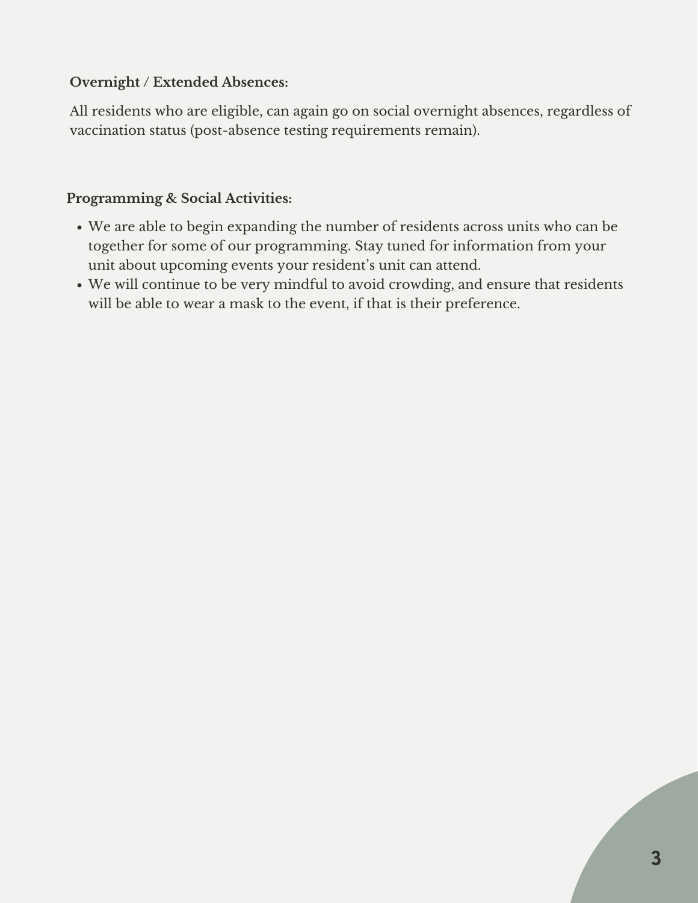**Overnight / Extended Absences:**

All residents who are eligible, can again go on social overnight absences, regardless of vaccination status (post-absence testing requirements remain).

**Programming & Social Activities:**

- We are able to begin expanding the number of residents across units who can be together for some of our programming. Stay tuned for information from your unit about upcoming events your resident's unit can attend.
- We will continue to be very mindful to avoid crowding, and ensure that residents will be able to wear a mask to the event, if that is their preference.